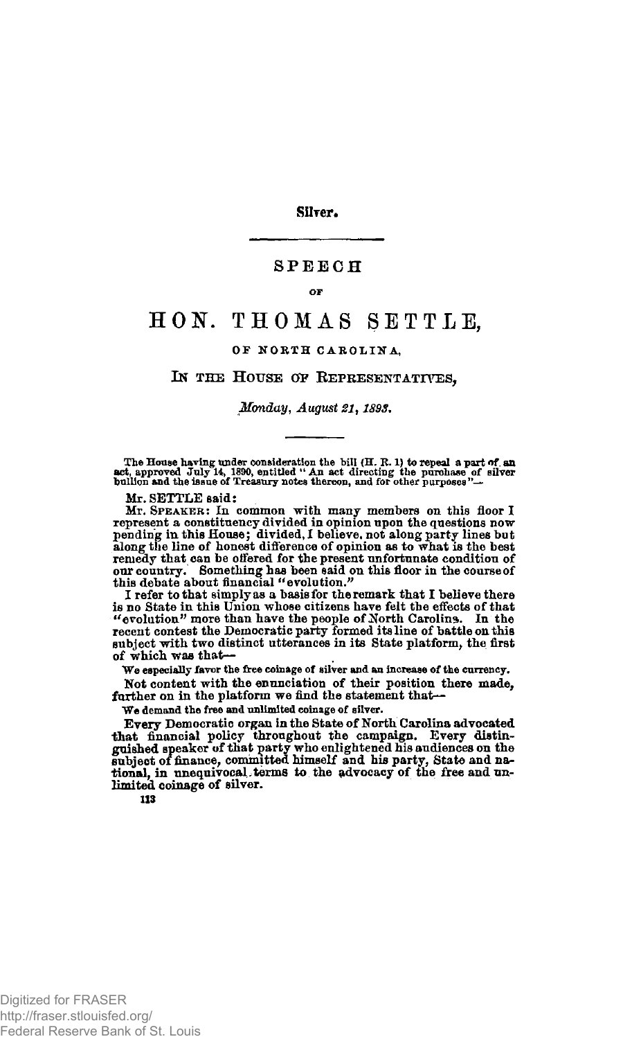Silver.

# SPEECH

OF

# HON. THOMAS SETTLE,

## OF NORTH CAROLINA,

## IN THE HOUSE OF REPRESENTATIVES,

*Monday, August 21, 1893.*

The House having under consideration the bill (H. R. 1) to repeal a part of an act, approved July 14, 1890, entitled "An act directing the purchase of silver bullion and the issue of Treasury notes thereon, and for other purposes"—

Mr. SETTLE said:

Mr. SPEAKER: In common with many members on this floor I represent a constituency divided in opinion upon the questions now pending in this House; divided, I believe, not along party lines but along the line of honest difference of opinion as to what is the best remedy that can be offered for the present unfortunate condition of our country. Something has been said on this floor in the course of this debate about financial "evolution."

I refer to that simply as a basis for the remark that I believe there is no State in this Union whose citizens have felt the effects of that "evolution" more than have the people of North Carolina. In the recent contest the Democratic party formed its line of battle on this subject with two distinct utterances in its State platform, the first of which was that—

We especially favor the free coinage of silver and an increase of the currency.

Not content with the enunciation of their position there made, further on in the platform we find the statement that—

We demand the free and unlimited coinage of silver.

Every Democratic organ in the State of North Carolina advocated that financial policy throughout the campaign. Every distinguished speaker of that party who enlightened his audiences on the subject of finance, committed himself and his party, State and national, in unequivocal terms to the advocacy of the free and unlimited coinage of silver.

113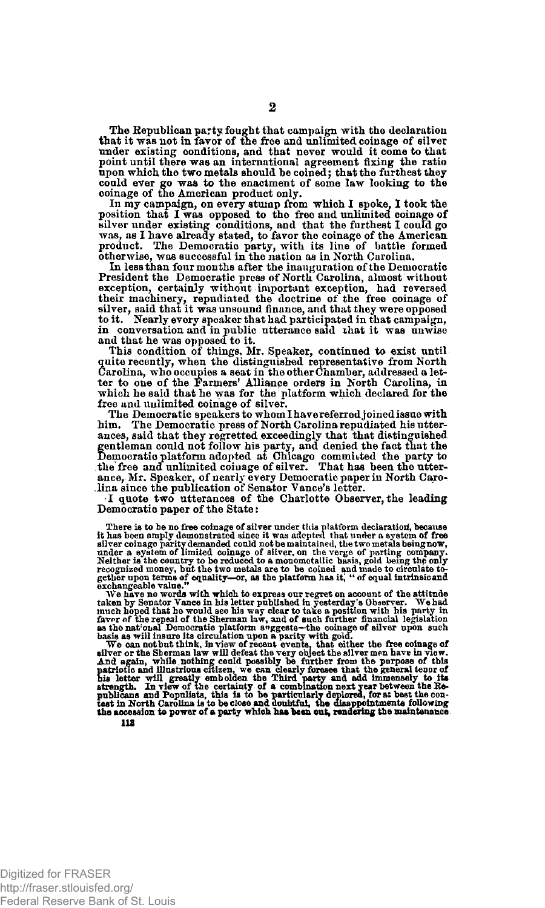The Republican party fought that campaign with the declaration that it was not in favor of the free and unlimited coinage of silver under existing conditions, and that never would it come to that point until there was an international agreement fixing the ratio upon which the two metals should be coined; that the furthest they could ever go was to the enactment of some law looking to the coinage of the American product only.

In my campaign, on every stump from which I spoke, I took the position that I was opposed to the free and unlimited coinage of silver under existing conditions, and that the furthest I could go was, as I have already stated, to favor the coinage of the American product. The Democratic party, with its line of battle formed otherwise, was successful in the nation as in North Carolina.

In less than four months after the inauguration of the Democratic President the Democratic press of North Carolina, almost without exception, certainly without important exception, had reversed their machinery, repudiated the doctrine of the free coinage of silver, said that it was unsound finance, and that they were opposed to it. Nearly every speaker that had participated in that campaign, in conversation and in public utterance said that it was unwise and that he was opposed to it.

This condition of things, Mr. Speaker, continued to exist until quite recently, when the distinguished representative from North Carolina, who occupies a seat in the other Chamber, addressed a letter to one of the Farmers' Alliance orders in North Carolina, in which he said that he was for the platform which declared for the free and unlimited coinage of silver.

The Democratic speakers to whom I have referred joined issue with him. The Democratic press of North Carolina repudiated his utterances, said that they regretted exceedingly that that distinguished gentleman could not follow his party, and denied the fact that the Democratic platform adopted at Chicago committed the party to the free and unlimited coinage of silver. That has been the utterance, Mr. Speaker, of nearly every Democratic paper in North Carolina since the publication of Senator Vance's letter.

I quote two utterances of the Charlotte Observer, the leading Democratic paper of the State:

> There is to be no free coinage of silver under this platform declaration, because it has been amply demonstrated since it was adopted that under a system of free silver coinage parity demanded could not be maintained, the two metals being now, under a system of limited coinage of silver, on the verge of parting company. Neither is the country to be reduced to a monometallic basis, gold being the only recognized money, but the two metals are to be coined and made to circulate together upon terms of equality—or, as the platform has it, "of equal intrinsic and exchangeable value."
>
> We have no words with which to express our regret on account of the attitude taken by Senator Vance in his letter published in yesterday's Observer. We had much hoped that he would see his way clear to take a position with his party in favor of the repeal of the Sherman law, and of such further financial legislation as the national Democratic platform suggests—the coinage of silver upon such basis as will insure its circulation upon a parity with gold.
>
> We can not but think, in view of recent events, that either the free coinage of silver or the Sherman law will defeat the very object the silver men have in view. And again, while nothing could possibly be further from the purpose of this patriotic and illustrious citizen, we can clearly foresee that the general tenor of his letter will greatly embolden the Third party and add immensely to its strength. In view of the certainty of a combination next year between the Republicans and Populists, this is to be particularly deplored, for at best the contest in North Carolina is to be close and doubtful, the disappointments following the accession to power of a party which has been out, rendering the maintenance

118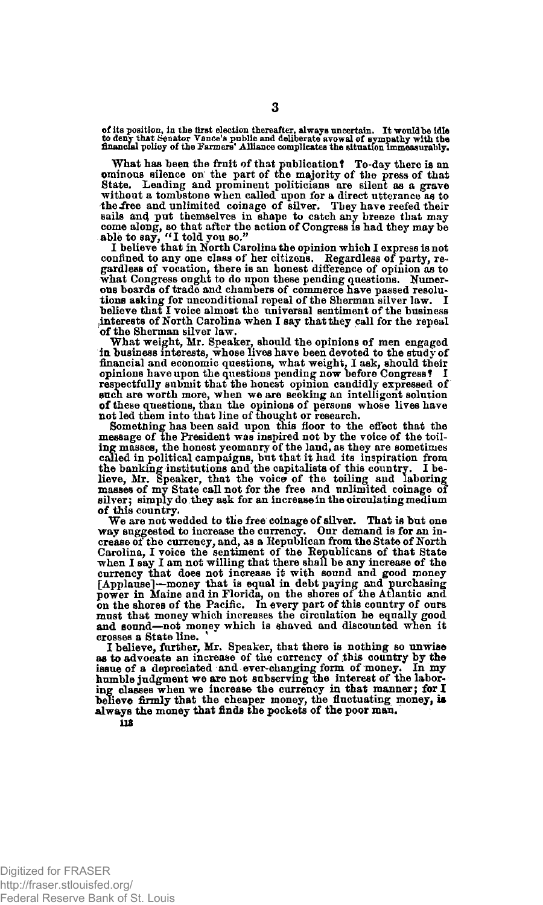of its position, in the first election thereafter, always uncertain. It would be idle to deny that Senator Vance's public and deliberate avowal of sympathy with the financial policy of the Farmers' Alliance complicates the situation immeasurably.

What has been the fruit of that publication? To-day there is an ominous silence on the part of the majority of the press of that State. Leading and prominent politicians are silent as a grave without a tombstone when called upon for a direct utterance as to the free and unlimited coinage of silver. They have reefed their sails and put themselves in shape to catch any breeze that may come along, so that after the action of Congress is had they may be able to say, "I told you so."

I believe that in North Carolina the opinion which I express is not confined to any one class of her citizens. Regardless of party, regardless of vocation, there is an honest difference of opinion as to what Congress ought to do upon these pending questions. Numerous boards of trade and chambers of commerce have passed resolutions asking for unconditional repeal of the Sherman silver law. I believe that I voice almost the universal sentiment of the business interests of North Carolina when I say that they call for the repeal of the Sherman silver law.

What weight, Mr. Speaker, should the opinions of men engaged in business interests, whose lives have been devoted to the study of financial and economic questions, what weight, I ask, should their opinions have upon the questions pending now before Congress? I respectfully submit that the honest opinion candidly expressed of such are worth more, when we are seeking an intelligent solution of these questions, than the opinions of persons whose lives have not led them into that line of thought or research.

Something has been said upon this floor to the effect that the message of the President was inspired not by the voice of the toiling masses, the honest yeomanry of the land, as they are sometimes called in political campaigns, but that it had its inspiration from the banking institutions and the capitalists of this country. I believe, Mr. Speaker, that the voice of the toiling and laboring masses of my State call not for the free and unlimited coinage of silver; simply do they ask for an increase in the circulating medium of this country.

We are not wedded to the free coinage of silver. That is but one way suggested to increase the currency. Our demand is for an increase of the currency, and, as a Republican from the State of North Carolina, I voice the sentiment of the Republicans of that State when I say I am not willing that there shall be any increase of the currency that does not increase it with sound and good money [Applause]—money that is equal in debt paying and purchasing power in Maine and in Florida, on the shores of the Atlantic and on the shores of the Pacific. In every part of this country of ours must that money which increases the circulation be equally good and sound—not money which is shaved and discounted when it crosses a State line.

I believe, further, Mr. Speaker, that there is nothing so unwise as to advocate an increase of the currency of this country by the issue of a depreciated and ever-changing form of money. In my humble judgment we are not subserving the interest of the laboring classes when we increase the currency in that manner; for I believe firmly that the cheaper money, the fluctuating money, is always the money that finds the pockets of the poor man.

118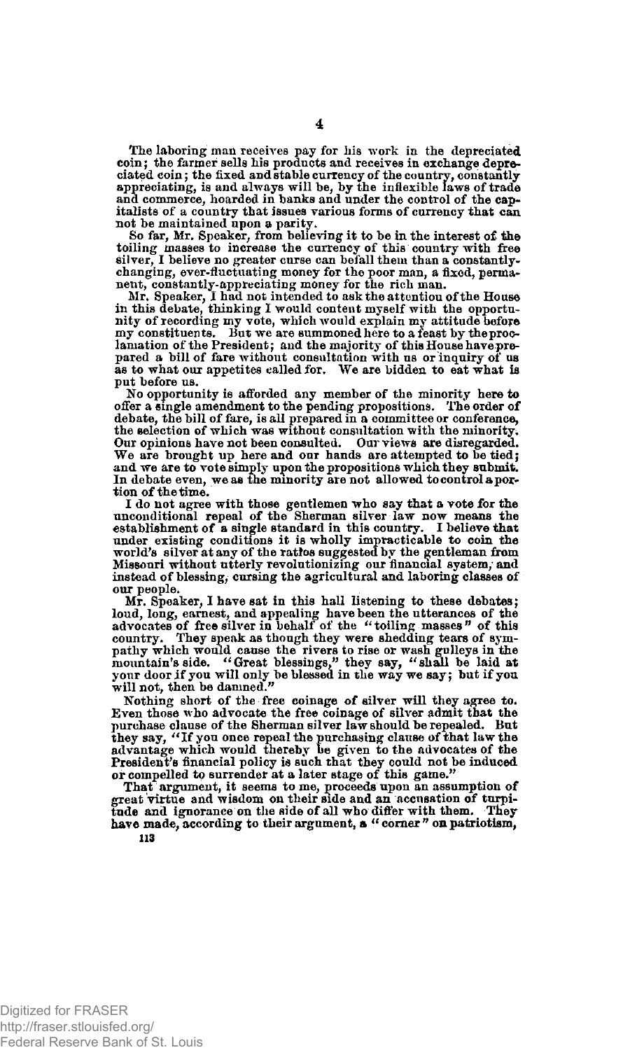The laboring man receives pay for his work in the depreciated coin; the farmer sells his products and receives in exchange depreciated coin; the fixed and stable currency of the country, constantly appreciating, is and always will be, by the inflexible laws of trade and commerce, hoarded in banks and under the control of the capitalists of a country that issues various forms of currency that can not be maintained upon a parity.

So far, Mr. Speaker, from believing it to be in the interest of the toiling masses to increase the currency of this country with free silver, I believe no greater curse can befall them than a constantly-changing, ever-fluctuating money for the poor man, a fixed, permanent, constantly-appreciating money for the rich man.

Mr. Speaker, I had not intended to ask the attention of the House in this debate, thinking I would content myself with the opportunity of recording my vote, which would explain my attitude before my constituents. But we are summoned here to a feast by the proclamation of the President; and the majority of this House have prepared a bill of fare without consultation with us or inquiry of us as to what our appetites called for. We are bidden to eat what is put before us.

No opportunity is afforded any member of the minority here to offer a single amendment to the pending propositions. The order of debate, the bill of fare, is all prepared in a committee or conference, the selection of which was without consultation with the minority. Our opinions have not been consulted. Our views are disregarded. We are brought up here and our hands are attempted to be tied; and we are to vote simply upon the propositions which they submit. In debate even, we as the minority are not allowed to control a portion of the time.

I do not agree with those gentlemen who say that a vote for the unconditional repeal of the Sherman silver law now means the establishment of a single standard in this country. I believe that under existing conditions it is wholly impracticable to coin the world's silver at any of the ratios suggested by the gentleman from Missouri without utterly revolutionizing our financial system, and instead of blessing, cursing the agricultural and laboring classes of our people.

Mr. Speaker, I have sat in this hall listening to these debates; loud, long, earnest, and appealing have been the utterances of the advocates of free silver in behalf of the "toiling masses" of this country. They speak as though they were shedding tears of sympathy which would cause the rivers to rise or wash gulleys in the mountain's side. "Great blessings," they say, "shall be laid at your door if you will only be blessed in the way we say; but if you will not, then be damned."

Nothing short of the free coinage of silver will they agree to. Even those who advocate the free coinage of silver admit that the purchase clause of the Sherman silver law should be repealed. But they say, "If you once repeal the purchasing clause of that law the advantage which would thereby be given to the advocates of the President's financial policy is such that they could not be induced or compelled to surrender at a later stage of this game."

That argument, it seems to me, proceeds upon an assumption of great virtue and wisdom on their side and an accusation of turpitude and ignorance on the side of all who differ with them. They have made, according to their argument, a "corner" on patriotism,

113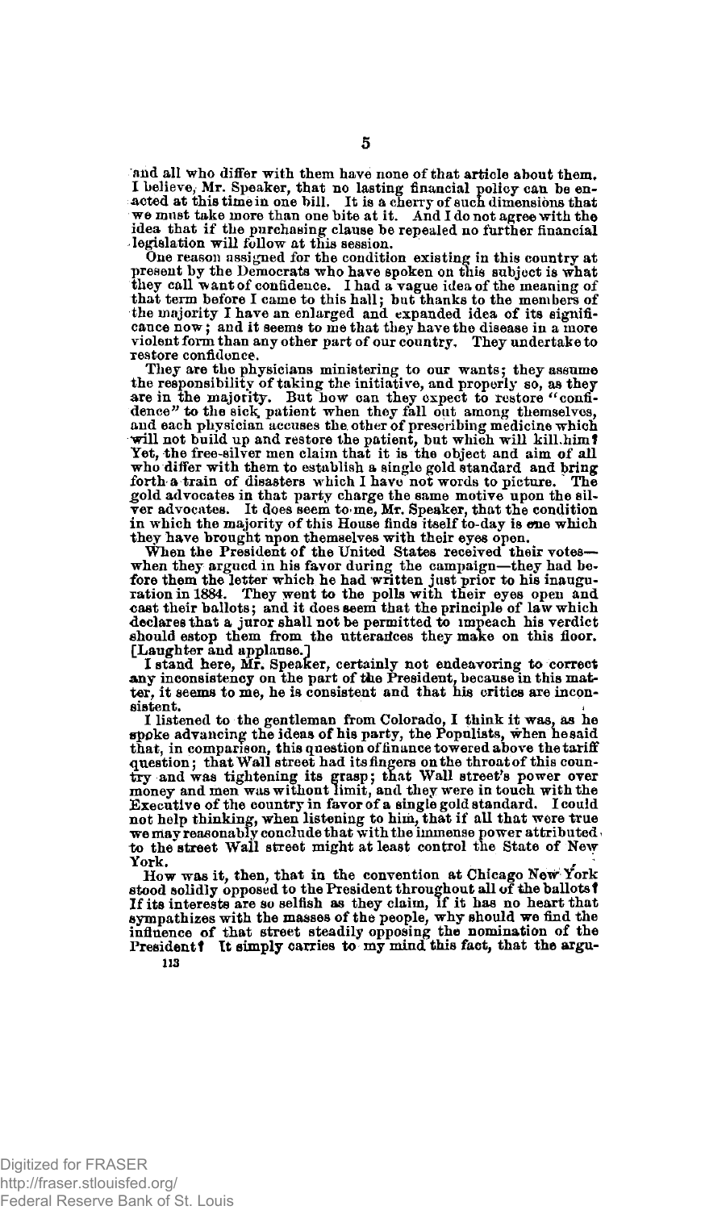and all who differ with them have none of that article about them. I believe, Mr. Speaker, that no lasting financial policy can be enacted at this time in one bill. It is a cherry of such dimensions that we must take more than one bite at it. And I do not agree with the idea that if the purchasing clause be repealed no further financial legislation will follow at this session.

One reason assigned for the condition existing in this country at present by the Democrats who have spoken on this subject is what they call want of confidence. I had a vague idea of the meaning of that term before I came to this hall; but thanks to the members of the majority I have an enlarged and expanded idea of its significance now; and it seems to me that they have the disease in a more violent form than any other part of our country. They undertake to restore confidence.

They are the physicians ministering to our wants; they assume the responsibility of taking the initiative, and properly so, as they are in the majority. But how can they expect to restore "confidence" to the sick patient when they fall out among themselves, and each physician accuses the other of prescribing medicine which will not build up and restore the patient, but which will kill him? Yet, the free-silver men claim that it is the object and aim of all who differ with them to establish a single gold standard and bring forth a train of disasters which I have not words to picture. The gold advocates in that party charge the same motive upon the silver advocates. It does seem to me, Mr. Speaker, that the condition in which the majority of this House finds itself to-day is one which they have brought upon themselves with their eyes open.

When the President of the United States received their votes—when they argued in his favor during the campaign—they had before them the letter which he had written just prior to his inauguration in 1884. They went to the polls with their eyes open and cast their ballots; and it does seem that the principle of law which declares that a juror shall not be permitted to impeach his verdict should estop them from the utterances they make on this floor. [Laughter and applause.]

I stand here, Mr. Speaker, certainly not endeavoring to correct any inconsistency on the part of the President, because in this matter, it seems to me, he is consistent and that his critics are inconsistent.

I listened to the gentleman from Colorado, I think it was, as he spoke advancing the ideas of his party, the Populists, when he said that, in comparison, this question of finance towered above the tariff question; that Wall street had its fingers on the throat of this country and was tightening its grasp; that Wall street's power over money and men was without limit, and they were in touch with the Executive of the country in favor of a single gold standard. I could not help thinking, when listening to him, that if all that were true we may reasonably conclude that with the immense power attributed to the street Wall street might at least control the State of New York.

How was it, then, that in the convention at Chicago New York stood solidly opposed to the President throughout all of the ballots? If its interests are so selfish as they claim, if it has no heart that sympathizes with the masses of the people, why should we find the influence of that street steadily opposing the nomination of the President? It simply carries to my mind this fact, that the argu-

113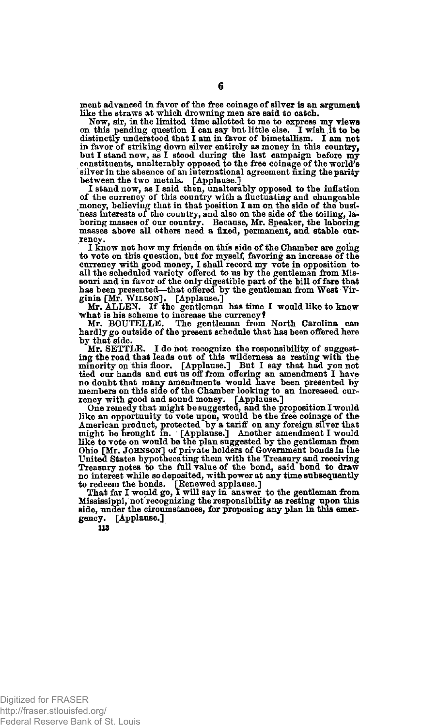ment advanced in favor of the free coinage of silver is an argument like the straws at which drowning men are said to catch.

Now, sir, in the limited time allotted to me to express my views on this pending question I can say but little else. I wish it to be distinctly understood that I am in favor of bimetallism. I am not in favor of striking down silver entirely as money in this country, but I stand now, as I stood during the last campaign before my constituents, unalterably opposed to the free coinage of the world's silver in the absence of an international agreement fixing the parity between the two metals. [Applause.]

I stand now, as I said then, unalterably opposed to the inflation of the currency of this country with a fluctuating and changeable money, believing that in that position I am on the side of the business interests of the country, and also on the side of the toiling, laboring masses of our country. Because, Mr. Speaker, the laboring masses above all others need a fixed, permanent, and stable currency.

I know not how my friends on this side of the Chamber are going to vote on this question, but for myself, favoring an increase of the currency with good money, I shall record my vote in opposition to all the scheduled variety offered to us by the gentleman from Missouri and in favor of the only digestible part of the bill of fare that has been presented—that offered by the gentleman from West Virginia [Mr. WILSON]. [Applause.]

Mr. ALLEN. If the gentleman has time I would like to know what is his scheme to increase the currency?

Mr. BOUTELLE. The gentleman from North Carolina can hardly go outside of the present schedule that has been offered here by that side.

Mr. SETTLE. I do not recognize the responsibility of suggesting the road that leads out of this wilderness as resting with the minority on this floor. [Applause.] But I say that had you not tied our hands and cut us off from offering an amendment I have no doubt that many amendments would have been presented by members on this side of the Chamber looking to an increased currency with good and sound money. [Applause.]

One remedy that might be suggested, and the proposition I would like an opportunity to vote upon, would be the free coinage of the American product, protected by a tariff on any foreign silver that might be brought in. [Applause.] Another amendment I would like to vote on would be the plan suggested by the gentleman from Ohio [Mr. JOHNSON] of private holders of Government bonds in the United States hypothecating them with the Treasury and receiving Treasury notes to the full value of the bond, said bond to draw no interest while so deposited, with power at any time subsequently to redeem the bonds. [Renewed applause.]

That far I would go, I will say in answer to the gentleman from Mississippi, not recognizing the responsibility as resting upon this side, under the circumstances, for proposing any plan in this emergency. [Applause.]

113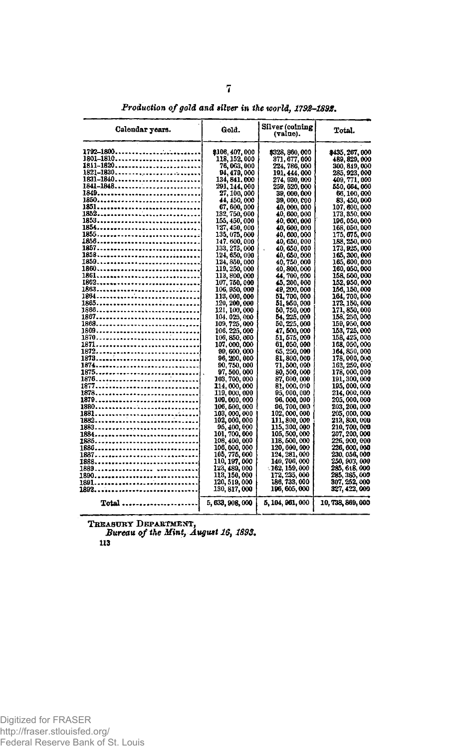*Production of gold and silver in the world, 1792–1892.*

| Calendar years. | Gold. | Silver (coining value). | Total. |
|---|---|---|---|
| 1792–1800 | $106,407,000 | $328,860,000 | $435,267,000 |
| 1801–1810 | 118,152,000 | 371,677,000 | 489,829,000 |
| 1811–1820 | 76,063,000 | 224,786,000 | 300,849,000 |
| 1821–1830 | 94,479,000 | 191,444,000 | 285,923,000 |
| 1831–1840 | 134,841,000 | 274,930,000 | 409,771,000 |
| 1841–1848 | 291,144,000 | 259,520,000 | 550,664,000 |
| 1849 | 27,100,000 | 39,000,000 | 66,100,000 |
| 1850 | 44,450,000 | 39,000,000 | 83,450,000 |
| 1851 | 67,600,000 | 40,000,000 | 107,600,000 |
| 1852 | 132,750,000 | 40,600,000 | 173,350,000 |
| 1853 | 155,450,000 | 40,600,000 | 196,050,000 |
| 1854 | 127,450,000 | 40,600,000 | 168,050,000 |
| 1855 | 135,075,000 | 40,600,000 | 175,675,000 |
| 1856 | 147,600,000 | 40,650,000 | 188,250,000 |
| 1857 | 133,275,000 | 40,650,000 | 173,925,000 |
| 1858 | 124,650,000 | 40,650,000 | 165,300,000 |
| 1859 | 124,850,000 | 40,750,000 | 165,600,000 |
| 1860 | 119,250,000 | 40,800,000 | 160,050,000 |
| 1861 | 113,800,000 | 44,700,000 | 158,500,000 |
| 1862 | 107,750,000 | 45,200,000 | 152,950,000 |
| 1863 | 106,950,000 | 49,200,000 | 156,150,000 |
| 1864 | 113,000,000 | 51,700,000 | 164,700,000 |
| 1865 | 120,200,000 | 51,950,000 | 172,150,000 |
| 1866 | 121,100,000 | 50,750,000 | 171,850,000 |
| 1867 | 104,025,000 | 54,225,000 | 158,250,000 |
| 1868 | 109,725,000 | 50,225,000 | 159,950,000 |
| 1869 | 106,225,000 | 47,500,000 | 153,725,000 |
| 1870 | 106,850,000 | 51,575,000 | 158,425,000 |
| 1871 | 107,000,000 | 61,050,000 | 168,050,000 |
| 1872 | 99,600,000 | 65,250,000 | 164,850,000 |
| 1873 | 96,200,000 | 81,800,000 | 178,000,000 |
| 1874 | 90,750,000 | 71,500,000 | 162,250,000 |
| 1875 | 97,500,000 | 80,500,000 | 178,000,000 |
| 1876 | 103,700,000 | 87,600,000 | 191,300,000 |
| 1877 | 114,000,000 | 81,000,000 | 195,000,000 |
| 1878 | 119,000,000 | 95,000,000 | 214,000,000 |
| 1879 | 109,000,000 | 96,000,000 | 205,000,000 |
| 1880 | 106,500,000 | 96,700,000 | 203,200,000 |
| 1881 | 103,000,000 | 102,000,000 | 205,000,000 |
| 1882 | 102,000,000 | 111,800,000 | 213,800,000 |
| 1883 | 95,400,000 | 115,300,000 | 210,700,000 |
| 1884 | 101,700,000 | 105,500,000 | 207,200,000 |
| 1885 | 108,400,000 | 118,500,000 | 226,900,000 |
| 1886 | 106,000,000 | 120,600,000 | 226,600,000 |
| 1887 | 105,775,000 | 124,281,000 | 230,056,000 |
| 1888 | 110,197,000 | 140,706,000 | 250,903,000 |
| 1889 | 123,489,000 | 162,159,000 | 285,648,000 |
| 1890 | 113,150,000 | 172,235,000 | 285,385,000 |
| 1891 | 120,519,000 | 186,733,000 | 307,252,000 |
| 1892 | 130,817,000 | 196,605,000 | 327,422,000 |
| Total | 5,633,908,000 | 5,104,961,000 | 10,738,869,000 |

TREASURY DEPARTMENT,
*Bureau of the Mint, August 16, 1893.*

113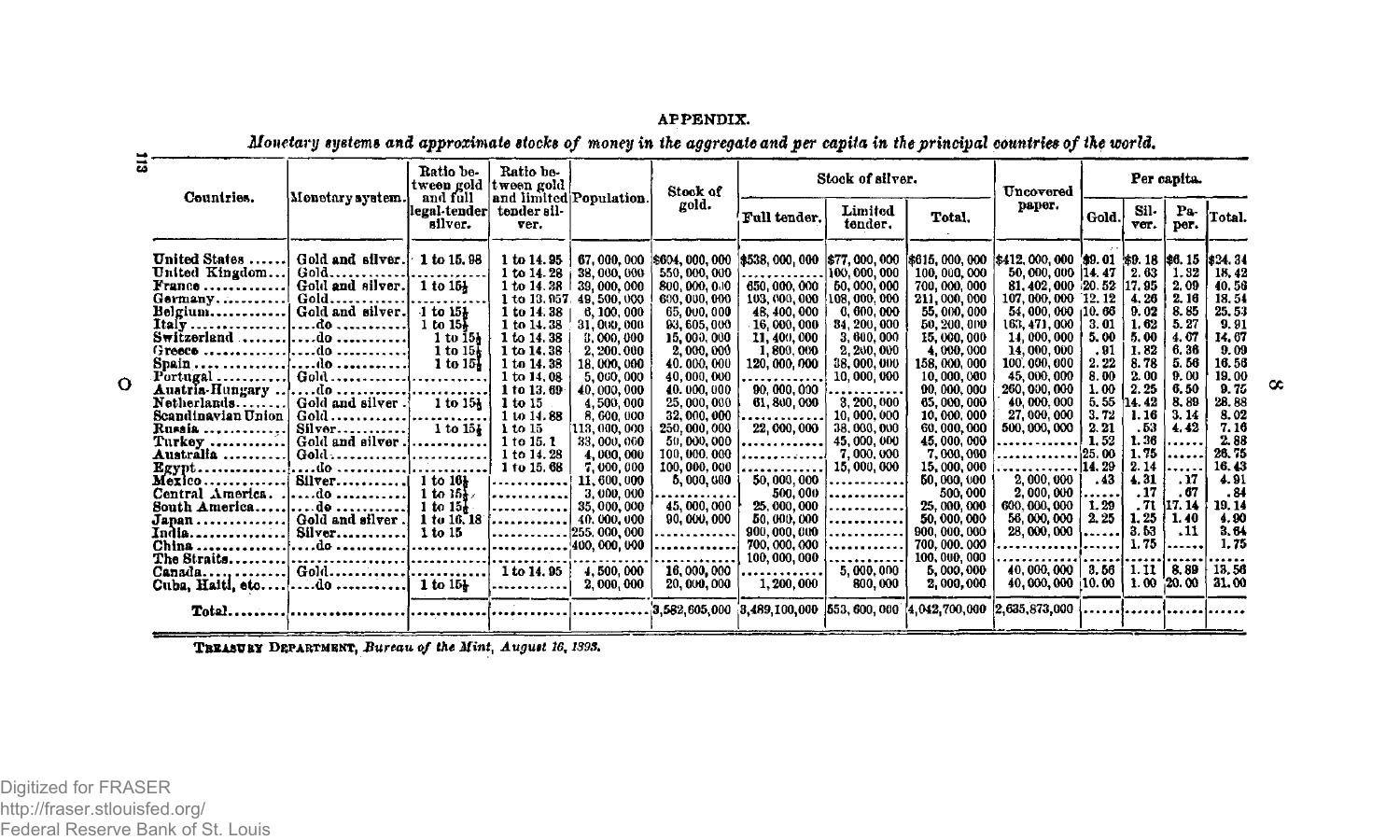APPENDIX.

*Monetary systems and approximate stocks of money in the aggregate and per capita in the principal countries of the world.*

| Countries. | Monetary system. | Ratio between gold and full legal-tender silver. | Ratio between gold and limited tender silver. | Population. | Stock of gold. | Stock of silver. | | | Uncovered paper. | Per capita. | | | |
|---|---|---|---|---|---|---|---|---|---|---|---|---|---|
| | | | | | | Full tender. | Limited tender. | Total. | | Gold. | Silver. | Paper. | Total. |
| United States | Gold and silver. | 1 to 15.98 | 1 to 14.95 | 67,000,000 | $604,000,000 | $538,000,000 | $77,000,000 | $615,000,000 | $412,000,000 | $9.01 | $9.18 | $6.15 | $24.34 |
| United Kingdom | Gold | | 1 to 14.28 | 38,000,000 | 550,000,000 | | 100,000,000 | 100,000,000 | 50,000,000 | 14.47 | 2.63 | 1.32 | 18.42 |
| France | Gold and silver. | 1 to 15½ | 1 to 14.38 | 39,000,000 | 800,000,000 | 650,000,000 | 50,000,000 | 700,000,000 | 81,402,000 | 20.52 | 17.95 | 2.09 | 40.56 |
| Germany | Gold | | 1 to 13.957 | 49,500,000 | 600,000,000 | 103,000,000 | 108,000,000 | 211,000,000 | 107,000,000 | 12.12 | 4.26 | 2.16 | 18.54 |
| Belgium | Gold and silver. | 1 to 15½ | 1 to 14.38 | 6,100,000 | 65,000,000 | 48,400,000 | 6,600,000 | 55,000,000 | 54,000,000 | 10.66 | 9.02 | 8.85 | 25.53 |
| Italy | do | 1 to 15½ | 1 to 14.38 | 31,000,000 | 93,605,000 | 16,000,000 | 34,200,000 | 50,200,000 | 163,471,000 | 3.01 | 1.62 | 5.27 | 9.91 |
| Switzerland | do | 1 to 15½ | 1 to 14.38 | 3,000,000 | 15,000,000 | 11,400,000 | 3,600,000 | 15,000,000 | 14,000,000 | 5.00 | 5.00 | 4.67 | 14.67 |
| Greece | do | 1 to 15½ | 1 to 14.38 | 2,200,000 | 2,000,000 | 1,800,000 | 2,200,000 | 4,000,000 | 14,000,000 | .91 | 1.82 | 6.36 | 9.09 |
| Spain | do | 1 to 15½ | 1 to 14.38 | 18,000,000 | 40,000,000 | 120,000,000 | 38,000,000 | 158,000,000 | 100,000,000 | 2.22 | 8.78 | 5.56 | 16.56 |
| Portugal | Gold | | 1 to 14.08 | 5,000,000 | 40,000,000 | | 10,000,000 | 10,000,000 | 45,000,000 | 8.00 | 2.00 | 9.00 | 19.00 |
| Austria-Hungary | do | | 1 to 13.69 | 40,000,000 | 40,000,000 | 90,000,000 | | 90,000,000 | 260,000,000 | 1.00 | 2.25 | 6.50 | 9.75 |
| Netherlands | Gold and silver. | 1 to 15½ | 1 to 15 | 4,500,000 | 25,000,000 | 61,800,000 | 3,200,000 | 65,000,000 | 40,000,000 | 5.55 | 14.42 | 8.89 | 28.88 |
| Scandinavian Union | Gold | | 1 to 14.88 | 8,600,000 | 32,000,000 | | 10,000,000 | 10,000,000 | 27,000,000 | 3.72 | 1.16 | 3.14 | 8.02 |
| Russia | Silver | 1 to 15½ | 1 to 15 | 113,000,000 | 250,000,000 | 22,000,000 | 38,000,000 | 60,000,000 | 500,000,000 | 2.21 | .53 | 4.42 | 7.16 |
| Turkey | Gold and silver. | | 1 to 15.1 | 33,000,000 | 50,000,000 | | 45,000,000 | 45,000,000 | | 1.52 | 1.36 | | 2.88 |
| Australia | Gold | | 1 to 14.28 | 4,000,000 | 100,000,000 | | 7,000,000 | 7,000,000 | | 25.00 | 1.75 | | 26.75 |
| Egypt | do | | 1 to 15.68 | 7,000,000 | 100,000,000 | | 15,000,000 | 15,000,000 | | 14.29 | 2.14 | | 16.43 |
| Mexico | Silver | 1 to 16½ | | 11,600,000 | 5,000,000 | 50,000,000 | | 50,000,000 | 2,000,000 | .43 | 4.31 | .17 | 4.91 |
| Central America | do | 1 to 15½ | | 3,000,000 | | 500,000 | | 500,000 | 2,000,000 | | .17 | .67 | .84 |
| South America | do | 1 to 15½ | | 35,000,000 | 45,000,000 | 25,000,000 | | 25,000,000 | 600,000,000 | 1.29 | .71 | 17.14 | 19.14 |
| Japan | Gold and silver. | 1 to 16.18 | | 40,000,000 | 90,000,000 | 50,000,000 | | 50,000,000 | 56,000,000 | 2.25 | 1.25 | 1.40 | 4.90 |
| India | Silver | 1 to 15 | | 255,000,000 | | 900,000,000 | | 900,000,000 | 28,000,000 | | 3.53 | .11 | 3.64 |
| China | do | | | 400,000,000 | | 700,000,000 | | 700,000,000 | | | 1.75 | | 1.75 |
| The Straits | | | | | | 100,000,000 | | 100,000,000 | | | | | |
| Canada | Gold | | 1 to 14.95 | 4,500,000 | 16,000,000 | | 5,000,000 | 5,000,000 | 40,000,000 | 3.56 | 1.11 | 8.89 | 13.56 |
| Cuba, Haiti, etc | do | 1 to 15½ | | 2,000,000 | 20,000,000 | 1,200,000 | 800,000 | 2,000,000 | 40,000,000 | 10.00 | 1.00 | 20.00 | 31.00 |
| Total | | | | | 3,582,605,000 | 3,489,100,000 | 553,600,000 | 4,042,700,000 | 2,635,873,000 | | | | |

TREASURY DEPARTMENT, *Bureau of the Mint, August 16, 1893.*